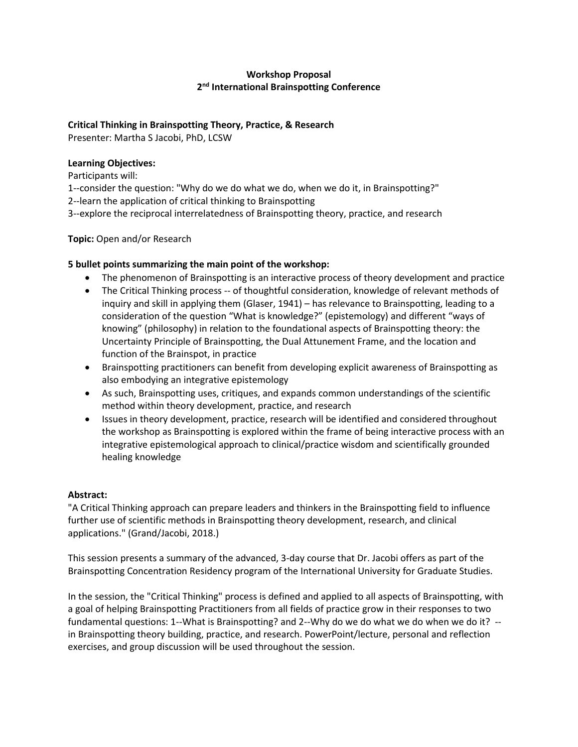**Workshop Proposal**
**2nd International Brainspotting Conference**

**Critical Thinking in Brainspotting Theory, Practice, & Research**
Presenter: Martha S Jacobi, PhD, LCSW

**Learning Objectives:**
Participants will:
1--consider the question: "Why do we do what we do, when we do it, in Brainspotting?"
2--learn the application of critical thinking to Brainspotting
3--explore the reciprocal interrelatedness of Brainspotting theory, practice, and research

**Topic:** Open and/or Research

**5 bullet points summarizing the main point of the workshop:**

- The phenomenon of Brainspotting is an interactive process of theory development and practice
- The Critical Thinking process -- of thoughtful consideration, knowledge of relevant methods of inquiry and skill in applying them (Glaser, 1941) – has relevance to Brainspotting, leading to a consideration of the question "What is knowledge?" (epistemology) and different "ways of knowing" (philosophy) in relation to the foundational aspects of Brainspotting theory: the Uncertainty Principle of Brainspotting, the Dual Attunement Frame, and the location and function of the Brainspot, in practice
- Brainspotting practitioners can benefit from developing explicit awareness of Brainspotting as also embodying an integrative epistemology
- As such, Brainspotting uses, critiques, and expands common understandings of the scientific method within theory development, practice, and research
- Issues in theory development, practice, research will be identified and considered throughout the workshop as Brainspotting is explored within the frame of being interactive process with an integrative epistemological approach to clinical/practice wisdom and scientifically grounded healing knowledge

**Abstract:**
"A Critical Thinking approach can prepare leaders and thinkers in the Brainspotting field to influence further use of scientific methods in Brainspotting theory development, research, and clinical applications." (Grand/Jacobi, 2018.)

This session presents a summary of the advanced, 3-day course that Dr. Jacobi offers as part of the Brainspotting Concentration Residency program of the International University for Graduate Studies.

In the session, the "Critical Thinking" process is defined and applied to all aspects of Brainspotting, with a goal of helping Brainspotting Practitioners from all fields of practice grow in their responses to two fundamental questions: 1--What is Brainspotting? and 2--Why do we do what we do when we do it? -- in Brainspotting theory building, practice, and research. PowerPoint/lecture, personal and reflection exercises, and group discussion will be used throughout the session.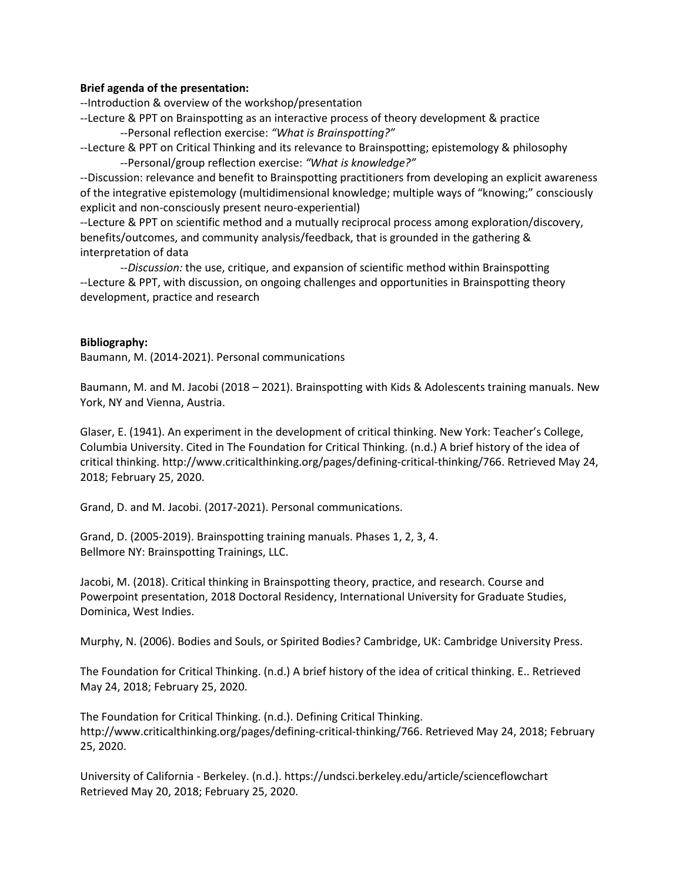**Brief agenda of the presentation:**

--Introduction & overview of the workshop/presentation

--Lecture & PPT on Brainspotting as an interactive process of theory development & practice

    --Personal reflection exercise: *"What is Brainspotting?"*

--Lecture & PPT on Critical Thinking and its relevance to Brainspotting; epistemology & philosophy

    --Personal/group reflection exercise: *"What is knowledge?"*

--Discussion: relevance and benefit to Brainspotting practitioners from developing an explicit awareness of the integrative epistemology (multidimensional knowledge; multiple ways of "knowing;" consciously explicit and non-consciously present neuro-experiential)

--Lecture & PPT on scientific method and a mutually reciprocal process among exploration/discovery, benefits/outcomes, and community analysis/feedback, that is grounded in the gathering & interpretation of data

    --*Discussion:* the use, critique, and expansion of scientific method within Brainspotting

--Lecture & PPT, with discussion, on ongoing challenges and opportunities in Brainspotting theory development, practice and research

**Bibliography:**

Baumann, M. (2014-2021). Personal communications

Baumann, M. and M. Jacobi (2018 – 2021). Brainspotting with Kids & Adolescents training manuals. New York, NY and Vienna, Austria.

Glaser, E. (1941). An experiment in the development of critical thinking. New York: Teacher's College, Columbia University. Cited in The Foundation for Critical Thinking. (n.d.) A brief history of the idea of critical thinking. http://www.criticalthinking.org/pages/defining-critical-thinking/766. Retrieved May 24, 2018; February 25, 2020.

Grand, D. and M. Jacobi. (2017-2021). Personal communications.

Grand, D. (2005-2019). Brainspotting training manuals. Phases 1, 2, 3, 4.
Bellmore NY: Brainspotting Trainings, LLC.

Jacobi, M. (2018). Critical thinking in Brainspotting theory, practice, and research. Course and Powerpoint presentation, 2018 Doctoral Residency, International University for Graduate Studies, Dominica, West Indies.

Murphy, N. (2006). Bodies and Souls, or Spirited Bodies? Cambridge, UK: Cambridge University Press.

The Foundation for Critical Thinking. (n.d.) A brief history of the idea of critical thinking. E.. Retrieved May 24, 2018; February 25, 2020.

The Foundation for Critical Thinking. (n.d.). Defining Critical Thinking. http://www.criticalthinking.org/pages/defining-critical-thinking/766. Retrieved May 24, 2018; February 25, 2020.

University of California - Berkeley. (n.d.). https://undsci.berkeley.edu/article/scienceflowchart Retrieved May 20, 2018; February 25, 2020.